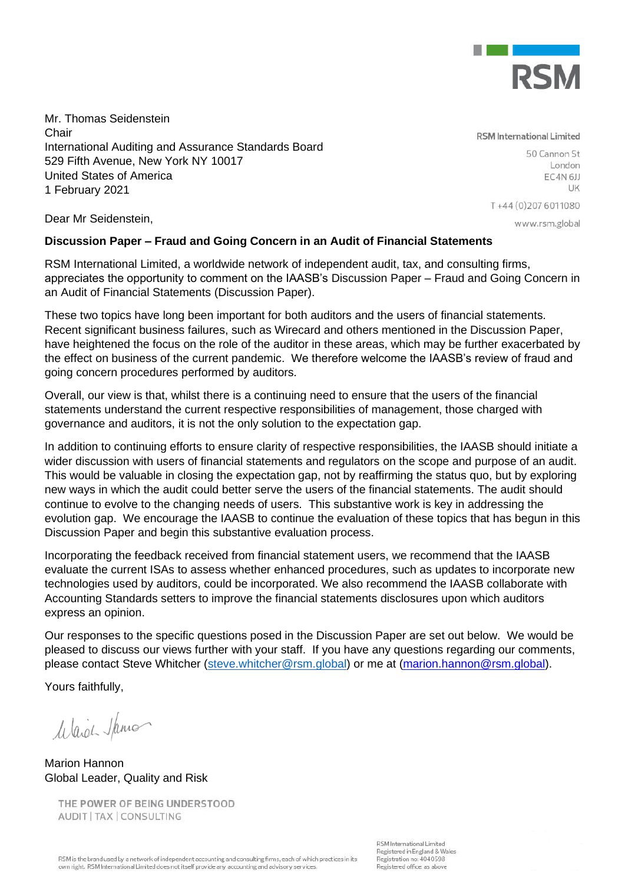RSM

Mr. Thomas Seidenstein
Chair
International Auditing and Assurance Standards Board
529 Fifth Avenue, New York NY 10017
United States of America
1 February 2021

RSM International Limited

50 Cannon St
London
EC4N 6JJ
UK

T +44 (0)207 6011080

www.rsm.global

Dear Mr Seidenstein,

**Discussion Paper – Fraud and Going Concern in an Audit of Financial Statements**

RSM International Limited, a worldwide network of independent audit, tax, and consulting firms, appreciates the opportunity to comment on the IAASB's Discussion Paper – Fraud and Going Concern in an Audit of Financial Statements (Discussion Paper).

These two topics have long been important for both auditors and the users of financial statements. Recent significant business failures, such as Wirecard and others mentioned in the Discussion Paper, have heightened the focus on the role of the auditor in these areas, which may be further exacerbated by the effect on business of the current pandemic. We therefore welcome the IAASB's review of fraud and going concern procedures performed by auditors.

Overall, our view is that, whilst there is a continuing need to ensure that the users of the financial statements understand the current respective responsibilities of management, those charged with governance and auditors, it is not the only solution to the expectation gap.

In addition to continuing efforts to ensure clarity of respective responsibilities, the IAASB should initiate a wider discussion with users of financial statements and regulators on the scope and purpose of an audit. This would be valuable in closing the expectation gap, not by reaffirming the status quo, but by exploring new ways in which the audit could better serve the users of the financial statements. The audit should continue to evolve to the changing needs of users. This substantive work is key in addressing the evolution gap. We encourage the IAASB to continue the evaluation of these topics that has begun in this Discussion Paper and begin this substantive evaluation process.

Incorporating the feedback received from financial statement users, we recommend that the IAASB evaluate the current ISAs to assess whether enhanced procedures, such as updates to incorporate new technologies used by auditors, could be incorporated. We also recommend the IAASB collaborate with Accounting Standards setters to improve the financial statements disclosures upon which auditors express an opinion.

Our responses to the specific questions posed in the Discussion Paper are set out below. We would be pleased to discuss our views further with your staff. If you have any questions regarding our comments, please contact Steve Whitcher (steve.whitcher@rsm.global) or me at (marion.hannon@rsm.global).

Yours faithfully,

Marion Hannon
Global Leader, Quality and Risk

THE POWER OF BEING UNDERSTOOD
AUDIT | TAX | CONSULTING

RSM is the brand used by a network of independent accounting and consulting firms, each of which practices in its own right. RSM International Limited does not itself provide any accounting and advisory services.

RSM International Limited
Registered in England & Wales
Registration no: 4040598
Registered office: as above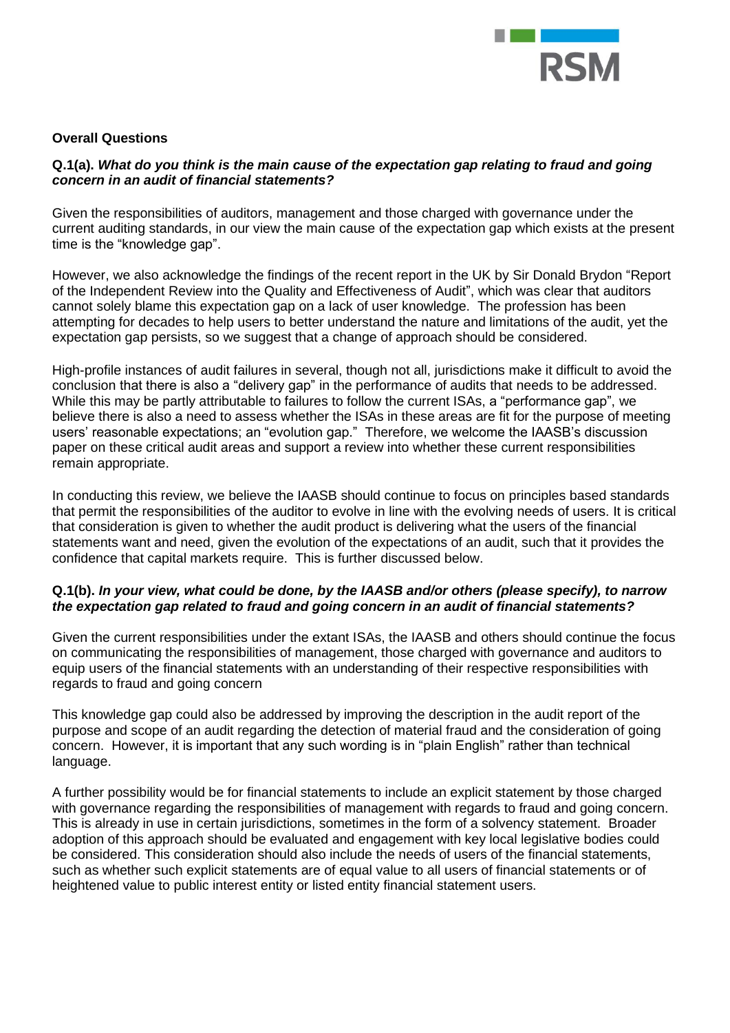**Overall Questions**

**Q.1(a).** ***What do you think is the main cause of the expectation gap relating to fraud and going concern in an audit of financial statements?***

Given the responsibilities of auditors, management and those charged with governance under the current auditing standards, in our view the main cause of the expectation gap which exists at the present time is the "knowledge gap".

However, we also acknowledge the findings of the recent report in the UK by Sir Donald Brydon "Report of the Independent Review into the Quality and Effectiveness of Audit", which was clear that auditors cannot solely blame this expectation gap on a lack of user knowledge. The profession has been attempting for decades to help users to better understand the nature and limitations of the audit, yet the expectation gap persists, so we suggest that a change of approach should be considered.

High-profile instances of audit failures in several, though not all, jurisdictions make it difficult to avoid the conclusion that there is also a "delivery gap" in the performance of audits that needs to be addressed. While this may be partly attributable to failures to follow the current ISAs, a "performance gap", we believe there is also a need to assess whether the ISAs in these areas are fit for the purpose of meeting users' reasonable expectations; an "evolution gap." Therefore, we welcome the IAASB's discussion paper on these critical audit areas and support a review into whether these current responsibilities remain appropriate.

In conducting this review, we believe the IAASB should continue to focus on principles based standards that permit the responsibilities of the auditor to evolve in line with the evolving needs of users. It is critical that consideration is given to whether the audit product is delivering what the users of the financial statements want and need, given the evolution of the expectations of an audit, such that it provides the confidence that capital markets require. This is further discussed below.

**Q.1(b).** ***In your view, what could be done, by the IAASB and/or others (please specify), to narrow the expectation gap related to fraud and going concern in an audit of financial statements?***

Given the current responsibilities under the extant ISAs, the IAASB and others should continue the focus on communicating the responsibilities of management, those charged with governance and auditors to equip users of the financial statements with an understanding of their respective responsibilities with regards to fraud and going concern

This knowledge gap could also be addressed by improving the description in the audit report of the purpose and scope of an audit regarding the detection of material fraud and the consideration of going concern. However, it is important that any such wording is in "plain English" rather than technical language.

A further possibility would be for financial statements to include an explicit statement by those charged with governance regarding the responsibilities of management with regards to fraud and going concern. This is already in use in certain jurisdictions, sometimes in the form of a solvency statement. Broader adoption of this approach should be evaluated and engagement with key local legislative bodies could be considered. This consideration should also include the needs of users of the financial statements, such as whether such explicit statements are of equal value to all users of financial statements or of heightened value to public interest entity or listed entity financial statement users.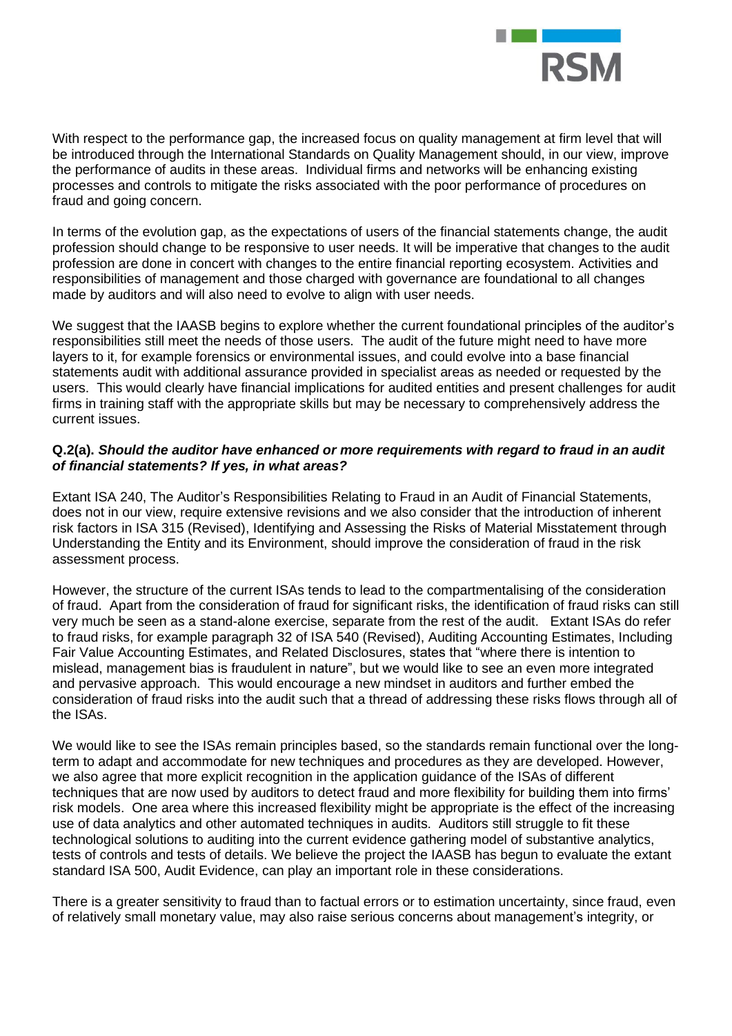With respect to the performance gap, the increased focus on quality management at firm level that will be introduced through the International Standards on Quality Management should, in our view, improve the performance of audits in these areas. Individual firms and networks will be enhancing existing processes and controls to mitigate the risks associated with the poor performance of procedures on fraud and going concern.

In terms of the evolution gap, as the expectations of users of the financial statements change, the audit profession should change to be responsive to user needs. It will be imperative that changes to the audit profession are done in concert with changes to the entire financial reporting ecosystem. Activities and responsibilities of management and those charged with governance are foundational to all changes made by auditors and will also need to evolve to align with user needs.

We suggest that the IAASB begins to explore whether the current foundational principles of the auditor's responsibilities still meet the needs of those users. The audit of the future might need to have more layers to it, for example forensics or environmental issues, and could evolve into a base financial statements audit with additional assurance provided in specialist areas as needed or requested by the users. This would clearly have financial implications for audited entities and present challenges for audit firms in training staff with the appropriate skills but may be necessary to comprehensively address the current issues.

**Q.2(a).** ***Should the auditor have enhanced or more requirements with regard to fraud in an audit of financial statements? If yes, in what areas?***

Extant ISA 240, The Auditor's Responsibilities Relating to Fraud in an Audit of Financial Statements, does not in our view, require extensive revisions and we also consider that the introduction of inherent risk factors in ISA 315 (Revised), Identifying and Assessing the Risks of Material Misstatement through Understanding the Entity and its Environment, should improve the consideration of fraud in the risk assessment process.

However, the structure of the current ISAs tends to lead to the compartmentalising of the consideration of fraud. Apart from the consideration of fraud for significant risks, the identification of fraud risks can still very much be seen as a stand-alone exercise, separate from the rest of the audit. Extant ISAs do refer to fraud risks, for example paragraph 32 of ISA 540 (Revised), Auditing Accounting Estimates, Including Fair Value Accounting Estimates, and Related Disclosures, states that "where there is intention to mislead, management bias is fraudulent in nature", but we would like to see an even more integrated and pervasive approach. This would encourage a new mindset in auditors and further embed the consideration of fraud risks into the audit such that a thread of addressing these risks flows through all of the ISAs.

We would like to see the ISAs remain principles based, so the standards remain functional over the long-term to adapt and accommodate for new techniques and procedures as they are developed. However, we also agree that more explicit recognition in the application guidance of the ISAs of different techniques that are now used by auditors to detect fraud and more flexibility for building them into firms' risk models. One area where this increased flexibility might be appropriate is the effect of the increasing use of data analytics and other automated techniques in audits. Auditors still struggle to fit these technological solutions to auditing into the current evidence gathering model of substantive analytics, tests of controls and tests of details. We believe the project the IAASB has begun to evaluate the extant standard ISA 500, Audit Evidence, can play an important role in these considerations.

There is a greater sensitivity to fraud than to factual errors or to estimation uncertainty, since fraud, even of relatively small monetary value, may also raise serious concerns about management's integrity, or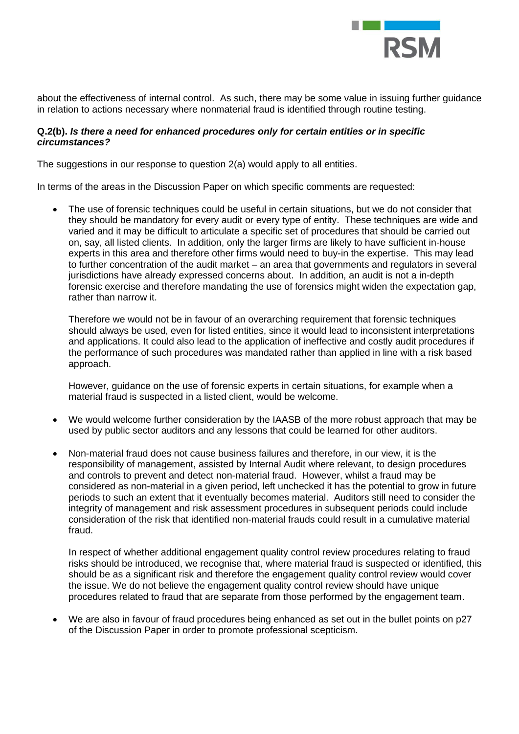about the effectiveness of internal control. As such, there may be some value in issuing further guidance in relation to actions necessary where nonmaterial fraud is identified through routine testing.

**Q.2(b).** ***Is there a need for enhanced procedures only for certain entities or in specific circumstances?***

The suggestions in our response to question 2(a) would apply to all entities.

In terms of the areas in the Discussion Paper on which specific comments are requested:

- The use of forensic techniques could be useful in certain situations, but we do not consider that they should be mandatory for every audit or every type of entity. These techniques are wide and varied and it may be difficult to articulate a specific set of procedures that should be carried out on, say, all listed clients. In addition, only the larger firms are likely to have sufficient in-house experts in this area and therefore other firms would need to buy-in the expertise. This may lead to further concentration of the audit market – an area that governments and regulators in several jurisdictions have already expressed concerns about. In addition, an audit is not a in-depth forensic exercise and therefore mandating the use of forensics might widen the expectation gap, rather than narrow it.

  Therefore we would not be in favour of an overarching requirement that forensic techniques should always be used, even for listed entities, since it would lead to inconsistent interpretations and applications. It could also lead to the application of ineffective and costly audit procedures if the performance of such procedures was mandated rather than applied in line with a risk based approach.

  However, guidance on the use of forensic experts in certain situations, for example when a material fraud is suspected in a listed client, would be welcome.

- We would welcome further consideration by the IAASB of the more robust approach that may be used by public sector auditors and any lessons that could be learned for other auditors.

- Non-material fraud does not cause business failures and therefore, in our view, it is the responsibility of management, assisted by Internal Audit where relevant, to design procedures and controls to prevent and detect non-material fraud. However, whilst a fraud may be considered as non-material in a given period, left unchecked it has the potential to grow in future periods to such an extent that it eventually becomes material. Auditors still need to consider the integrity of management and risk assessment procedures in subsequent periods could include consideration of the risk that identified non-material frauds could result in a cumulative material fraud.

  In respect of whether additional engagement quality control review procedures relating to fraud risks should be introduced, we recognise that, where material fraud is suspected or identified, this should be as a significant risk and therefore the engagement quality control review would cover the issue. We do not believe the engagement quality control review should have unique procedures related to fraud that are separate from those performed by the engagement team.

- We are also in favour of fraud procedures being enhanced as set out in the bullet points on p27 of the Discussion Paper in order to promote professional scepticism.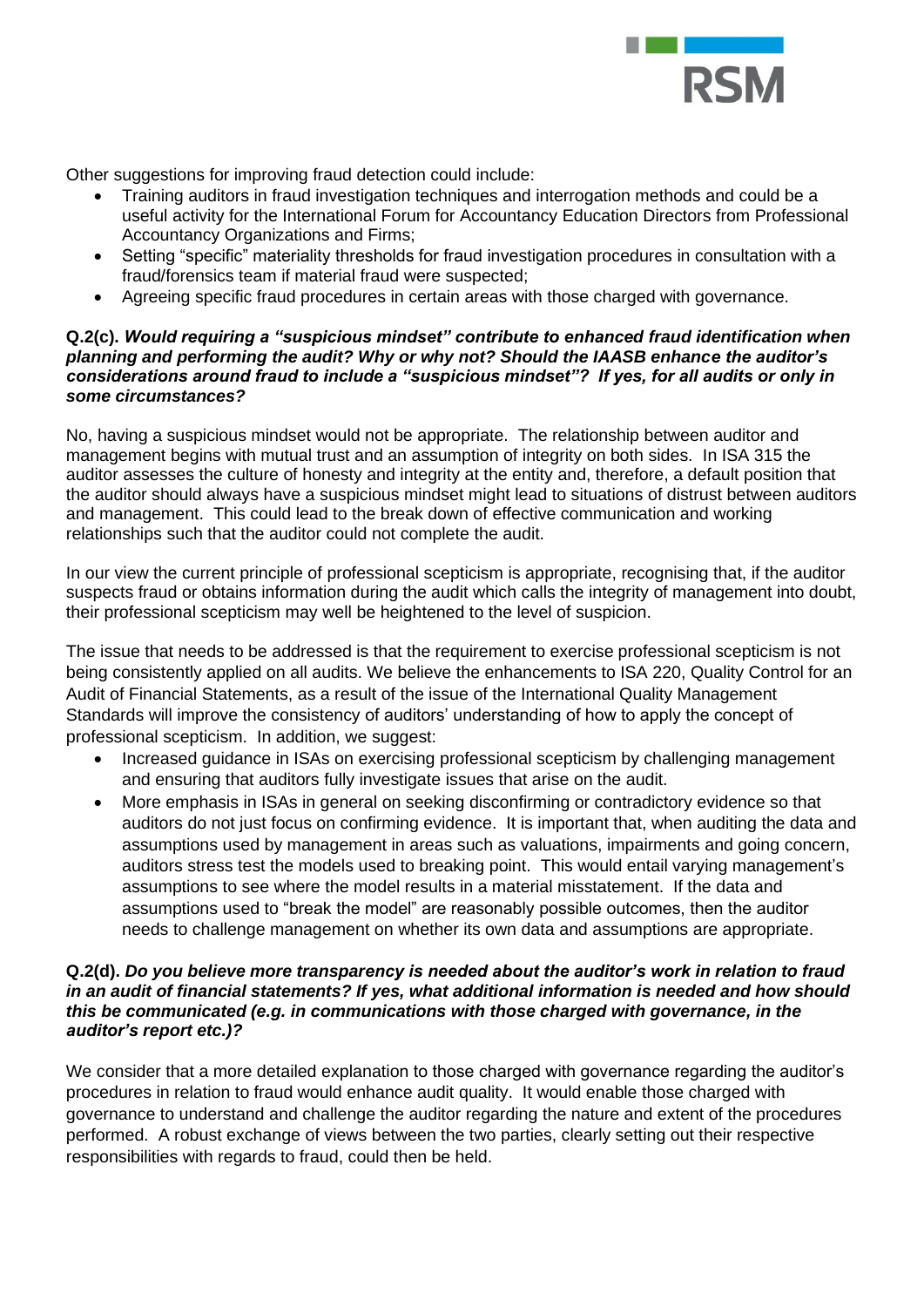Other suggestions for improving fraud detection could include:

- Training auditors in fraud investigation techniques and interrogation methods and could be a useful activity for the International Forum for Accountancy Education Directors from Professional Accountancy Organizations and Firms;
- Setting "specific" materiality thresholds for fraud investigation procedures in consultation with a fraud/forensics team if material fraud were suspected;
- Agreeing specific fraud procedures in certain areas with those charged with governance.

**Q.2(c).** ***Would requiring a "suspicious mindset" contribute to enhanced fraud identification when planning and performing the audit? Why or why not? Should the IAASB enhance the auditor's considerations around fraud to include a "suspicious mindset"? If yes, for all audits or only in some circumstances?***

No, having a suspicious mindset would not be appropriate. The relationship between auditor and management begins with mutual trust and an assumption of integrity on both sides. In ISA 315 the auditor assesses the culture of honesty and integrity at the entity and, therefore, a default position that the auditor should always have a suspicious mindset might lead to situations of distrust between auditors and management. This could lead to the break down of effective communication and working relationships such that the auditor could not complete the audit.

In our view the current principle of professional scepticism is appropriate, recognising that, if the auditor suspects fraud or obtains information during the audit which calls the integrity of management into doubt, their professional scepticism may well be heightened to the level of suspicion.

The issue that needs to be addressed is that the requirement to exercise professional scepticism is not being consistently applied on all audits. We believe the enhancements to ISA 220, Quality Control for an Audit of Financial Statements, as a result of the issue of the International Quality Management Standards will improve the consistency of auditors' understanding of how to apply the concept of professional scepticism. In addition, we suggest:

- Increased guidance in ISAs on exercising professional scepticism by challenging management and ensuring that auditors fully investigate issues that arise on the audit.
- More emphasis in ISAs in general on seeking disconfirming or contradictory evidence so that auditors do not just focus on confirming evidence. It is important that, when auditing the data and assumptions used by management in areas such as valuations, impairments and going concern, auditors stress test the models used to breaking point. This would entail varying management's assumptions to see where the model results in a material misstatement. If the data and assumptions used to "break the model" are reasonably possible outcomes, then the auditor needs to challenge management on whether its own data and assumptions are appropriate.

**Q.2(d).** ***Do you believe more transparency is needed about the auditor's work in relation to fraud in an audit of financial statements? If yes, what additional information is needed and how should this be communicated (e.g. in communications with those charged with governance, in the auditor's report etc.)?***

We consider that a more detailed explanation to those charged with governance regarding the auditor's procedures in relation to fraud would enhance audit quality. It would enable those charged with governance to understand and challenge the auditor regarding the nature and extent of the procedures performed. A robust exchange of views between the two parties, clearly setting out their respective responsibilities with regards to fraud, could then be held.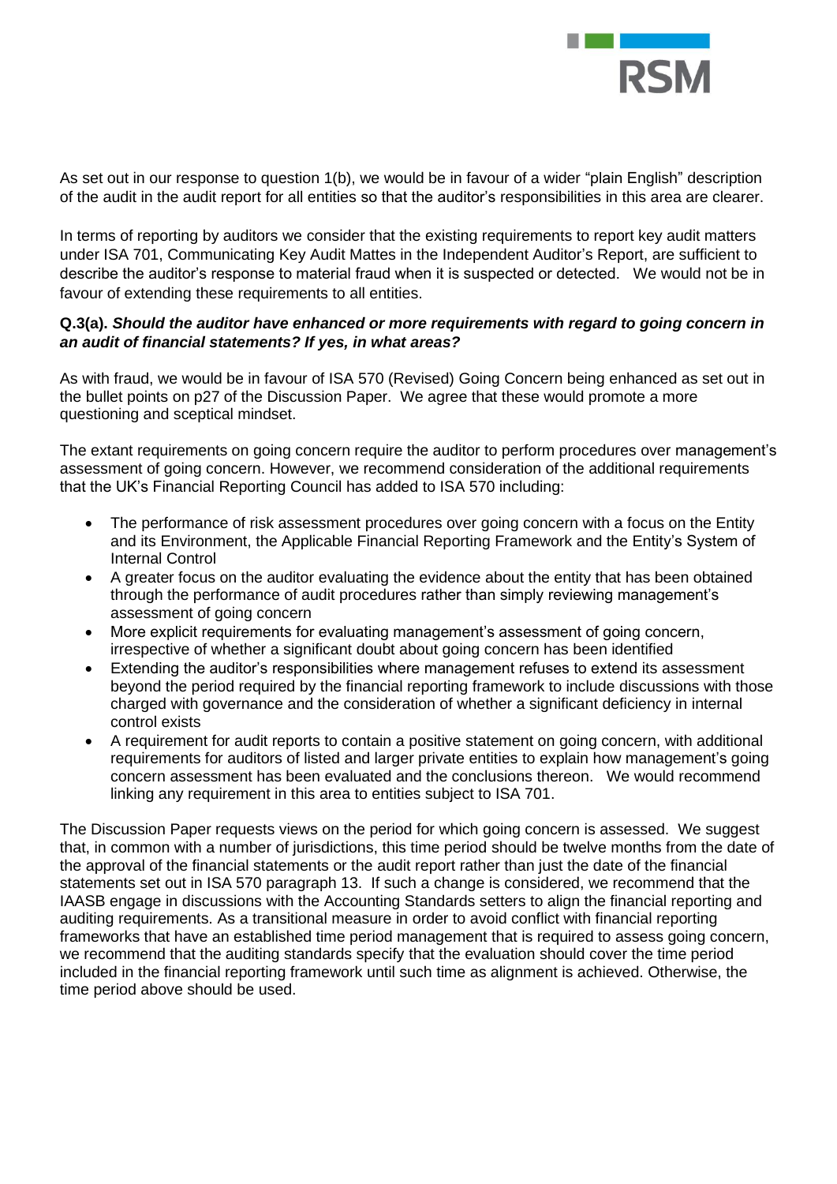As set out in our response to question 1(b), we would be in favour of a wider "plain English" description of the audit in the audit report for all entities so that the auditor's responsibilities in this area are clearer.

In terms of reporting by auditors we consider that the existing requirements to report key audit matters under ISA 701, Communicating Key Audit Mattes in the Independent Auditor's Report, are sufficient to describe the auditor's response to material fraud when it is suspected or detected. We would not be in favour of extending these requirements to all entities.

**Q.3(a).** ***Should the auditor have enhanced or more requirements with regard to going concern in an audit of financial statements? If yes, in what areas?***

As with fraud, we would be in favour of ISA 570 (Revised) Going Concern being enhanced as set out in the bullet points on p27 of the Discussion Paper. We agree that these would promote a more questioning and sceptical mindset.

The extant requirements on going concern require the auditor to perform procedures over management's assessment of going concern. However, we recommend consideration of the additional requirements that the UK's Financial Reporting Council has added to ISA 570 including:

- The performance of risk assessment procedures over going concern with a focus on the Entity and its Environment, the Applicable Financial Reporting Framework and the Entity's System of Internal Control
- A greater focus on the auditor evaluating the evidence about the entity that has been obtained through the performance of audit procedures rather than simply reviewing management's assessment of going concern
- More explicit requirements for evaluating management's assessment of going concern, irrespective of whether a significant doubt about going concern has been identified
- Extending the auditor's responsibilities where management refuses to extend its assessment beyond the period required by the financial reporting framework to include discussions with those charged with governance and the consideration of whether a significant deficiency in internal control exists
- A requirement for audit reports to contain a positive statement on going concern, with additional requirements for auditors of listed and larger private entities to explain how management's going concern assessment has been evaluated and the conclusions thereon. We would recommend linking any requirement in this area to entities subject to ISA 701.

The Discussion Paper requests views on the period for which going concern is assessed. We suggest that, in common with a number of jurisdictions, this time period should be twelve months from the date of the approval of the financial statements or the audit report rather than just the date of the financial statements set out in ISA 570 paragraph 13. If such a change is considered, we recommend that the IAASB engage in discussions with the Accounting Standards setters to align the financial reporting and auditing requirements. As a transitional measure in order to avoid conflict with financial reporting frameworks that have an established time period management that is required to assess going concern, we recommend that the auditing standards specify that the evaluation should cover the time period included in the financial reporting framework until such time as alignment is achieved. Otherwise, the time period above should be used.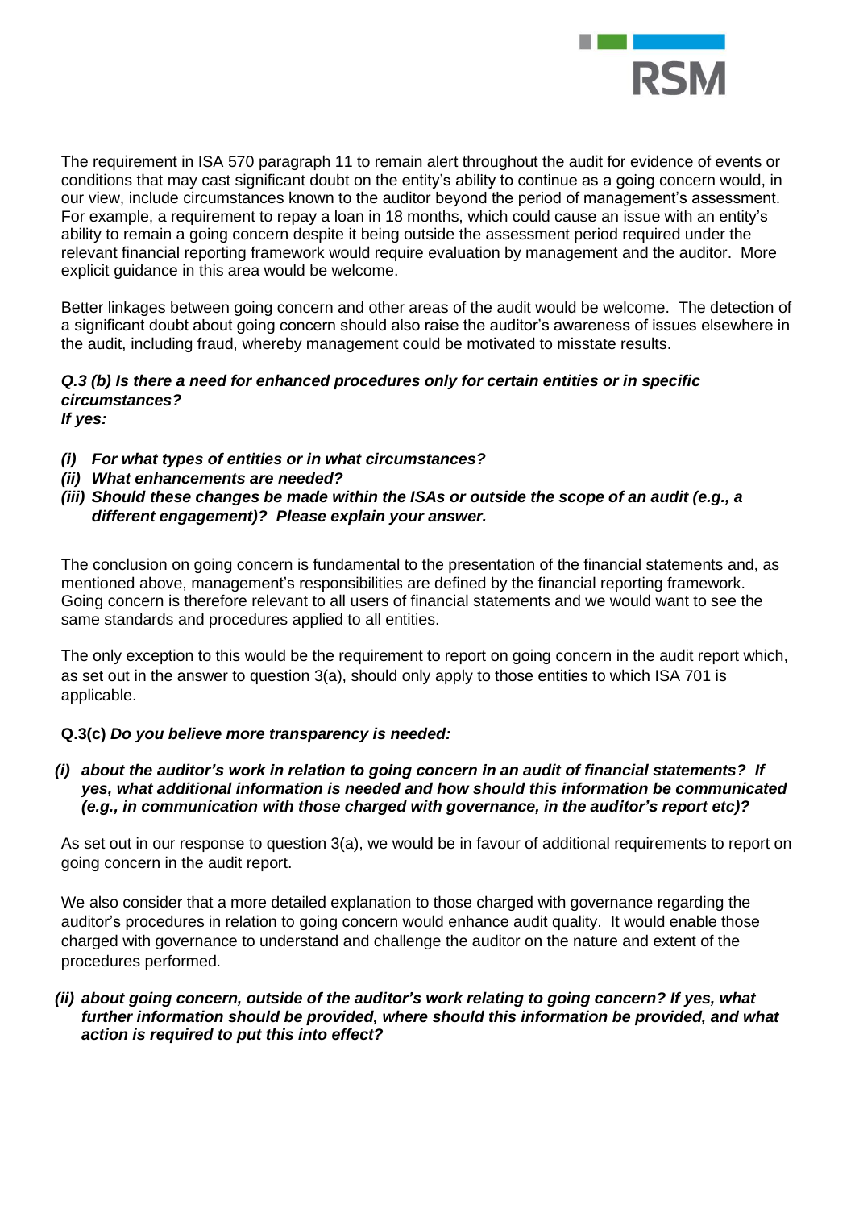The requirement in ISA 570 paragraph 11 to remain alert throughout the audit for evidence of events or conditions that may cast significant doubt on the entity's ability to continue as a going concern would, in our view, include circumstances known to the auditor beyond the period of management's assessment. For example, a requirement to repay a loan in 18 months, which could cause an issue with an entity's ability to remain a going concern despite it being outside the assessment period required under the relevant financial reporting framework would require evaluation by management and the auditor. More explicit guidance in this area would be welcome.

Better linkages between going concern and other areas of the audit would be welcome. The detection of a significant doubt about going concern should also raise the auditor's awareness of issues elsewhere in the audit, including fraud, whereby management could be motivated to misstate results.

***Q.3 (b) Is there a need for enhanced procedures only for certain entities or in specific circumstances?***
***If yes:***

- ***(i) For what types of entities or in what circumstances?***
- ***(ii) What enhancements are needed?***
- ***(iii) Should these changes be made within the ISAs or outside the scope of an audit (e.g., a different engagement)? Please explain your answer.***

The conclusion on going concern is fundamental to the presentation of the financial statements and, as mentioned above, management's responsibilities are defined by the financial reporting framework. Going concern is therefore relevant to all users of financial statements and we would want to see the same standards and procedures applied to all entities.

The only exception to this would be the requirement to report on going concern in the audit report which, as set out in the answer to question 3(a), should only apply to those entities to which ISA 701 is applicable.

**Q.3(c)** ***Do you believe more transparency is needed:***

- ***(i) about the auditor's work in relation to going concern in an audit of financial statements? If yes, what additional information is needed and how should this information be communicated (e.g., in communication with those charged with governance, in the auditor's report etc)?***

As set out in our response to question 3(a), we would be in favour of additional requirements to report on going concern in the audit report.

We also consider that a more detailed explanation to those charged with governance regarding the auditor's procedures in relation to going concern would enhance audit quality. It would enable those charged with governance to understand and challenge the auditor on the nature and extent of the procedures performed.

- ***(ii) about going concern, outside of the auditor's work relating to going concern? If yes, what further information should be provided, where should this information be provided, and what action is required to put this into effect?***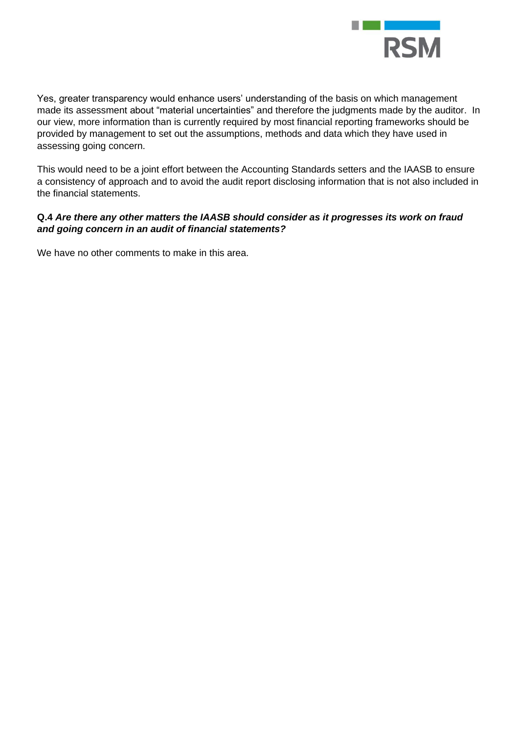Yes, greater transparency would enhance users' understanding of the basis on which management made its assessment about "material uncertainties" and therefore the judgments made by the auditor. In our view, more information than is currently required by most financial reporting frameworks should be provided by management to set out the assumptions, methods and data which they have used in assessing going concern.

This would need to be a joint effort between the Accounting Standards setters and the IAASB to ensure a consistency of approach and to avoid the audit report disclosing information that is not also included in the financial statements.

**Q.4** ***Are there any other matters the IAASB should consider as it progresses its work on fraud and going concern in an audit of financial statements?***

We have no other comments to make in this area.